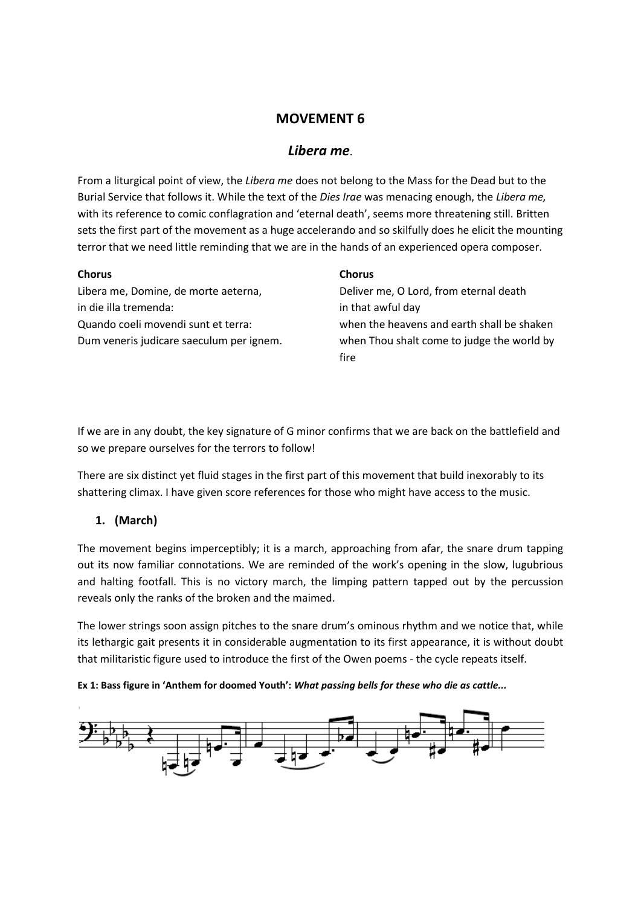## MOVEMENT 6

### *Libera me*.

From a liturgical point of view, the *Libera me* does not belong to the Mass for the Dead but to the Burial Service that follows it. While the text of the *Dies Irae* was menacing enough, the *Libera me,* with its reference to comic conflagration and 'eternal death', seems more threatening still. Britten sets the first part of the movement as a huge accelerando and so skilfully does he elicit the mounting terror that we need little reminding that we are in the hands of an experienced opera composer.

**Chorus**
Libera me, Domine, de morte aeterna,
in die illa tremenda:
Quando coeli movendi sunt et terra:
Dum veneris judicare saeculum per ignem.

**Chorus**
Deliver me, O Lord, from eternal death
in that awful day
when the heavens and earth shall be shaken
when Thou shalt come to judge the world by fire

If we are in any doubt, the key signature of G minor confirms that we are back on the battlefield and so we prepare ourselves for the terrors to follow!

There are six distinct yet fluid stages in the first part of this movement that build inexorably to its shattering climax. I have given score references for those who might have access to the music.

1. **(March)**

The movement begins imperceptibly; it is a march, approaching from afar, the snare drum tapping out its now familiar connotations. We are reminded of the work's opening in the slow, lugubrious and halting footfall. This is no victory march, the limping pattern tapped out by the percussion reveals only the ranks of the broken and the maimed.

The lower strings soon assign pitches to the snare drum's ominous rhythm and we notice that, while its lethargic gait presents it in considerable augmentation to its first appearance, it is without doubt that militaristic figure used to introduce the first of the Owen poems - the cycle repeats itself.

**Ex 1: Bass figure in 'Anthem for doomed Youth':** ***What passing bells for these who die as cattle...***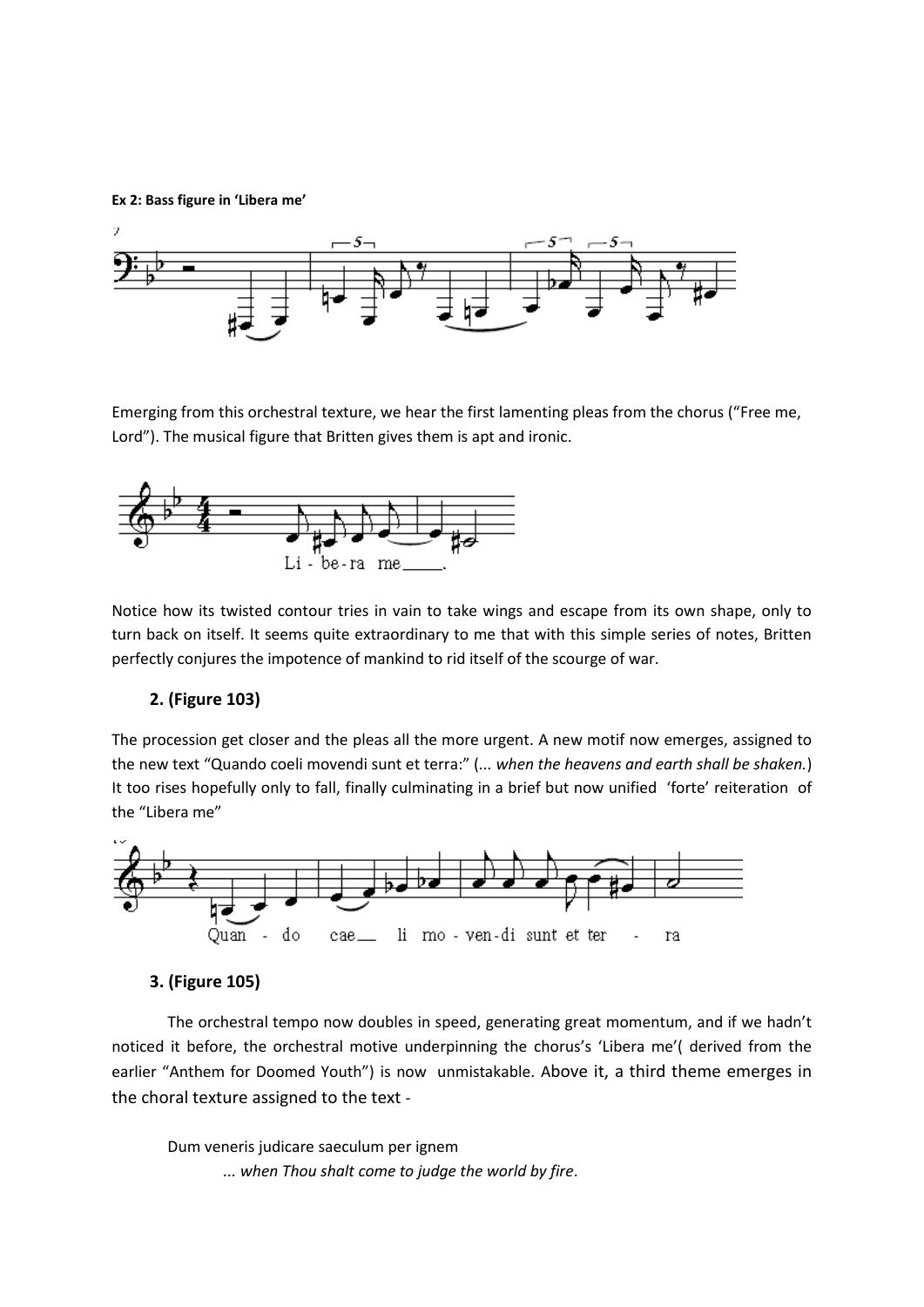**Ex 2: Bass figure in 'Libera me'**

Emerging from this orchestral texture, we hear the first lamenting pleas from the chorus ("Free me, Lord"). The musical figure that Britten gives them is apt and ironic.

Notice how its twisted contour tries in vain to take wings and escape from its own shape, only to turn back on itself. It seems quite extraordinary to me that with this simple series of notes, Britten perfectly conjures the impotence of mankind to rid itself of the scourge of war.

2. **(Figure 103)**

The procession get closer and the pleas all the more urgent. A new motif now emerges, assigned to the new text "Quando coeli movendi sunt et terra:" (... *when the heavens and earth shall be shaken.*) It too rises hopefully only to fall, finally culminating in a brief but now unified 'forte' reiteration of the "Libera me"

3. **(Figure 105)**

The orchestral tempo now doubles in speed, generating great momentum, and if we hadn't noticed it before, the orchestral motive underpinning the chorus's 'Libera me'( derived from the earlier "Anthem for Doomed Youth") is now unmistakable. Above it, a third theme emerges in the choral texture assigned to the text -

Dum veneris judicare saeculum per ignem

... *when Thou shalt come to judge the world by fire*.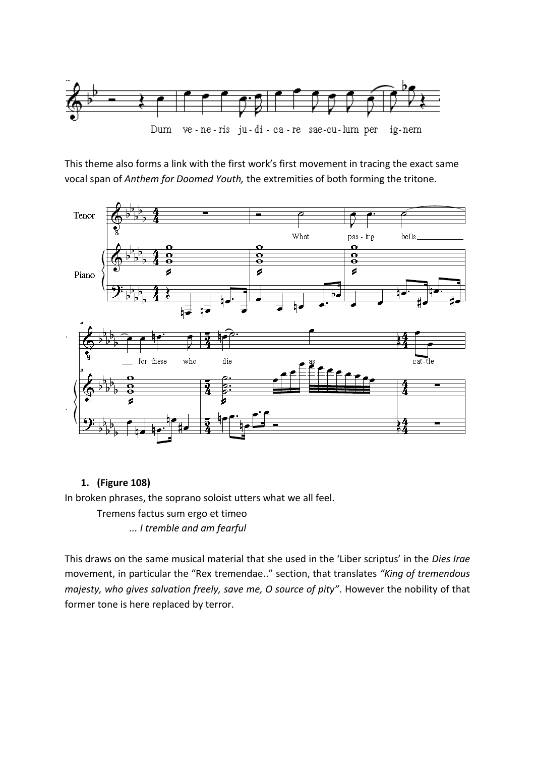This theme also forms a link with the first work's first movement in tracing the exact same vocal span of *Anthem for Doomed Youth,* the extremities of both forming the tritone.

1. **(Figure 108)**

In broken phrases, the soprano soloist utters what we all feel.

Tremens factus sum ergo et timeo

*... I tremble and am fearful*

This draws on the same musical material that she used in the 'Liber scriptus' in the *Dies Irae* movement, in particular the "Rex tremendae.." section, that translates *"King of tremendous majesty, who gives salvation freely, save me, O source of pity"*. However the nobility of that former tone is here replaced by terror.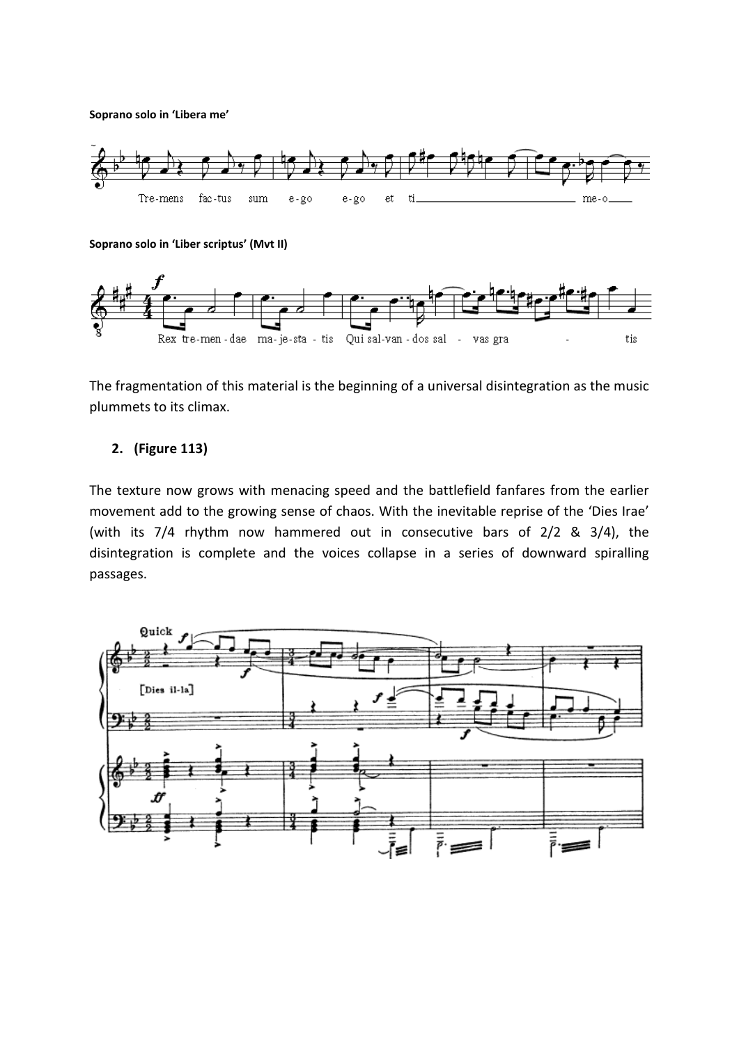**Soprano solo in 'Libera me'**

**Soprano solo in 'Liber scriptus' (Mvt II)**

The fragmentation of this material is the beginning of a universal disintegration as the music plummets to its climax.

2. **(Figure 113)**

The texture now grows with menacing speed and the battlefield fanfares from the earlier movement add to the growing sense of chaos. With the inevitable reprise of the 'Dies Irae' (with its 7/4 rhythm now hammered out in consecutive bars of 2/2 & 3/4), the disintegration is complete and the voices collapse in a series of downward spiralling passages.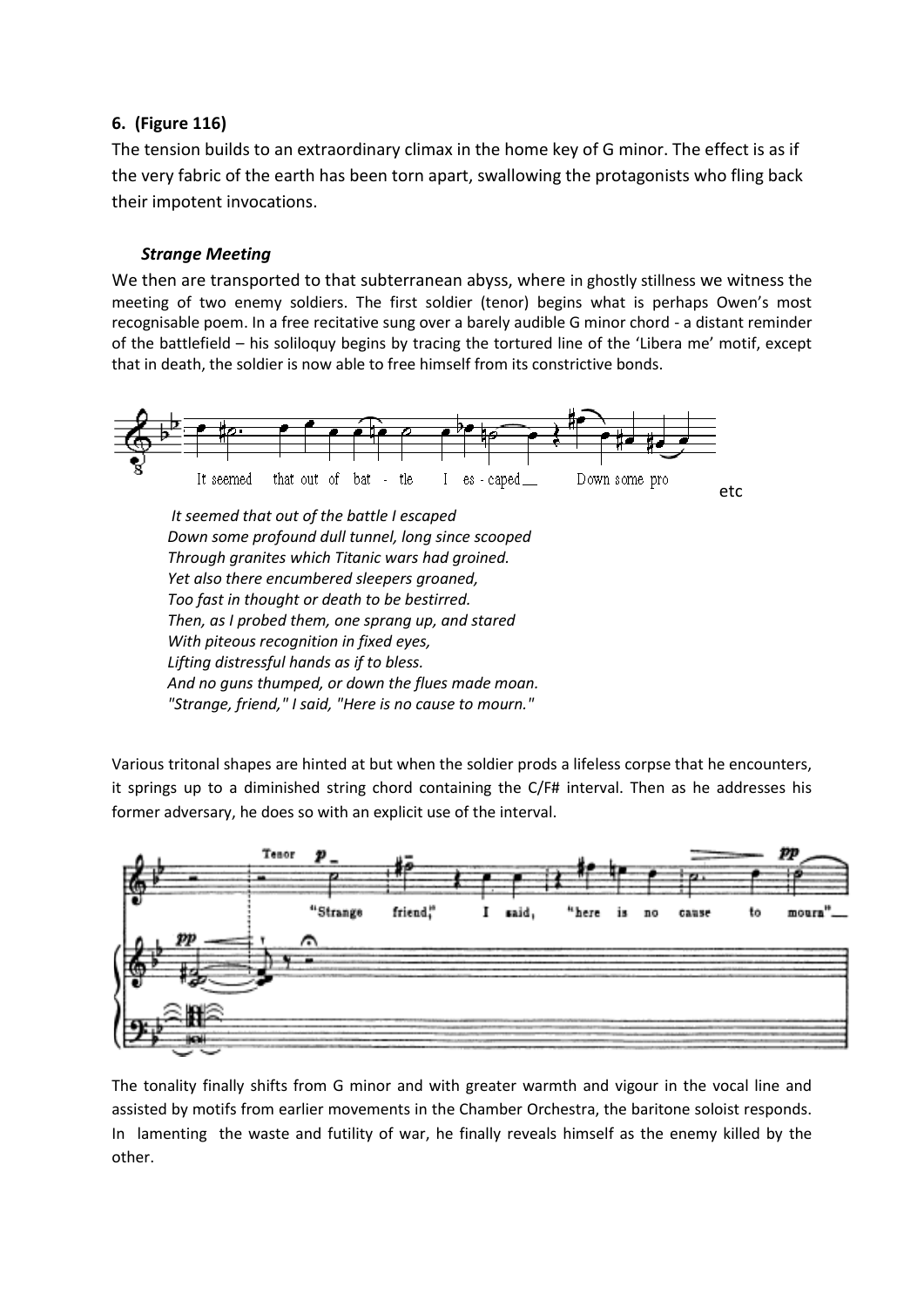**6. (Figure 116)**

The tension builds to an extraordinary climax in the home key of G minor. The effect is as if the very fabric of the earth has been torn apart, swallowing the protagonists who fling back their impotent invocations.

***Strange Meeting***

We then are transported to that subterranean abyss, where in ghostly stillness we witness the meeting of two enemy soldiers. The first soldier (tenor) begins what is perhaps Owen's most recognisable poem. In a free recitative sung over a barely audible G minor chord - a distant reminder of the battlefield – his soliloquy begins by tracing the tortured line of the 'Libera me' motif, except that in death, the soldier is now able to free himself from its constrictive bonds.

It seemed that out of bat - tle I es - caped Down some pro etc

*It seemed that out of the battle I escaped*
*Down some profound dull tunnel, long since scooped*
*Through granites which Titanic wars had groined.*
*Yet also there encumbered sleepers groaned,*
*Too fast in thought or death to be bestirred.*
*Then, as I probed them, one sprang up, and stared*
*With piteous recognition in fixed eyes,*
*Lifting distressful hands as if to bless.*
*And no guns thumped, or down the flues made moan.*
*"Strange, friend," I said, "Here is no cause to mourn."*

Various tritonal shapes are hinted at but when the soldier prods a lifeless corpse that he encounters, it springs up to a diminished string chord containing the C/F# interval. Then as he addresses his former adversary, he does so with an explicit use of the interval.

Tenor "Strange friend," I said, "here is no cause to mourn"

The tonality finally shifts from G minor and with greater warmth and vigour in the vocal line and assisted by motifs from earlier movements in the Chamber Orchestra, the baritone soloist responds. In lamenting the waste and futility of war, he finally reveals himself as the enemy killed by the other.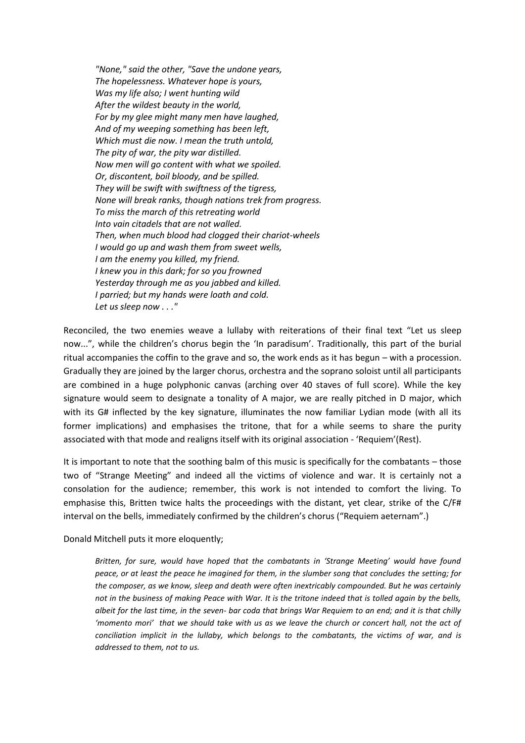*"None," said the other, "Save the undone years,*
*The hopelessness. Whatever hope is yours,*
*Was my life also; I went hunting wild*
*After the wildest beauty in the world,*
*For by my glee might many men have laughed,*
*And of my weeping something has been left,*
*Which must die now. I mean the truth untold,*
*The pity of war, the pity war distilled.*
*Now men will go content with what we spoiled.*
*Or, discontent, boil bloody, and be spilled.*
*They will be swift with swiftness of the tigress,*
*None will break ranks, though nations trek from progress.*
*To miss the march of this retreating world*
*Into vain citadels that are not walled.*
*Then, when much blood had clogged their chariot-wheels*
*I would go up and wash them from sweet wells,*
*I am the enemy you killed, my friend.*
*I knew you in this dark; for so you frowned*
*Yesterday through me as you jabbed and killed.*
*I parried; but my hands were loath and cold.*
*Let us sleep now . . ."*

Reconciled, the two enemies weave a lullaby with reiterations of their final text "Let us sleep now...", while the children's chorus begin the 'In paradisum'. Traditionally, this part of the burial ritual accompanies the coffin to the grave and so, the work ends as it has begun – with a procession. Gradually they are joined by the larger chorus, orchestra and the soprano soloist until all participants are combined in a huge polyphonic canvas (arching over 40 staves of full score). While the key signature would seem to designate a tonality of A major, we are really pitched in D major, which with its G# inflected by the key signature, illuminates the now familiar Lydian mode (with all its former implications) and emphasises the tritone, that for a while seems to share the purity associated with that mode and realigns itself with its original association - 'Requiem'(Rest).

It is important to note that the soothing balm of this music is specifically for the combatants – those two of "Strange Meeting" and indeed all the victims of violence and war. It is certainly not a consolation for the audience; remember, this work is not intended to comfort the living. To emphasise this, Britten twice halts the proceedings with the distant, yet clear, strike of the C/F# interval on the bells, immediately confirmed by the children's chorus ("Requiem aeternam".)

Donald Mitchell puts it more eloquently;

> *Britten, for sure, would have hoped that the combatants in 'Strange Meeting' would have found peace, or at least the peace he imagined for them, in the slumber song that concludes the setting; for the composer, as we know, sleep and death were often inextricably compounded. But he was certainly not in the business of making Peace with War. It is the tritone indeed that is tolled again by the bells, albeit for the last time, in the seven- bar coda that brings War Requiem to an end; and it is that chilly 'momento mori' that we should take with us as we leave the church or concert hall, not the act of conciliation implicit in the lullaby, which belongs to the combatants, the victims of war, and is addressed to them, not to us.*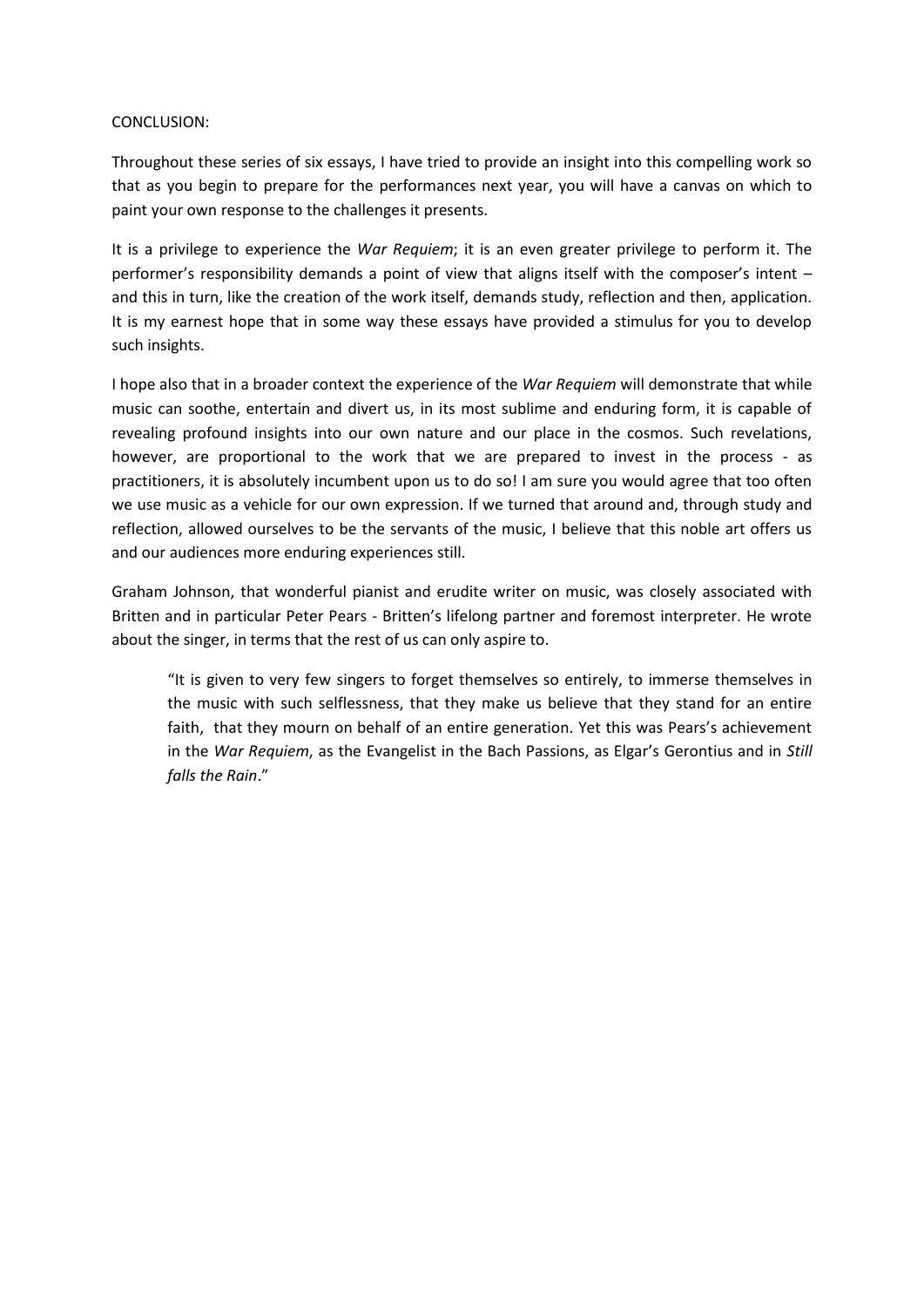## CONCLUSION:

Throughout these series of six essays, I have tried to provide an insight into this compelling work so that as you begin to prepare for the performances next year, you will have a canvas on which to paint your own response to the challenges it presents.

It is a privilege to experience the *War Requiem*; it is an even greater privilege to perform it. The performer's responsibility demands a point of view that aligns itself with the composer's intent – and this in turn, like the creation of the work itself, demands study, reflection and then, application. It is my earnest hope that in some way these essays have provided a stimulus for you to develop such insights.

I hope also that in a broader context the experience of the *War Requiem* will demonstrate that while music can soothe, entertain and divert us, in its most sublime and enduring form, it is capable of revealing profound insights into our own nature and our place in the cosmos. Such revelations, however, are proportional to the work that we are prepared to invest in the process - as practitioners, it is absolutely incumbent upon us to do so! I am sure you would agree that too often we use music as a vehicle for our own expression. If we turned that around and, through study and reflection, allowed ourselves to be the servants of the music, I believe that this noble art offers us and our audiences more enduring experiences still.

Graham Johnson, that wonderful pianist and erudite writer on music, was closely associated with Britten and in particular Peter Pears - Britten's lifelong partner and foremost interpreter. He wrote about the singer, in terms that the rest of us can only aspire to.

> "It is given to very few singers to forget themselves so entirely, to immerse themselves in the music with such selflessness, that they make us believe that they stand for an entire faith, that they mourn on behalf of an entire generation. Yet this was Pears's achievement in the *War Requiem*, as the Evangelist in the Bach Passions, as Elgar's Gerontius and in *Still falls the Rain*."